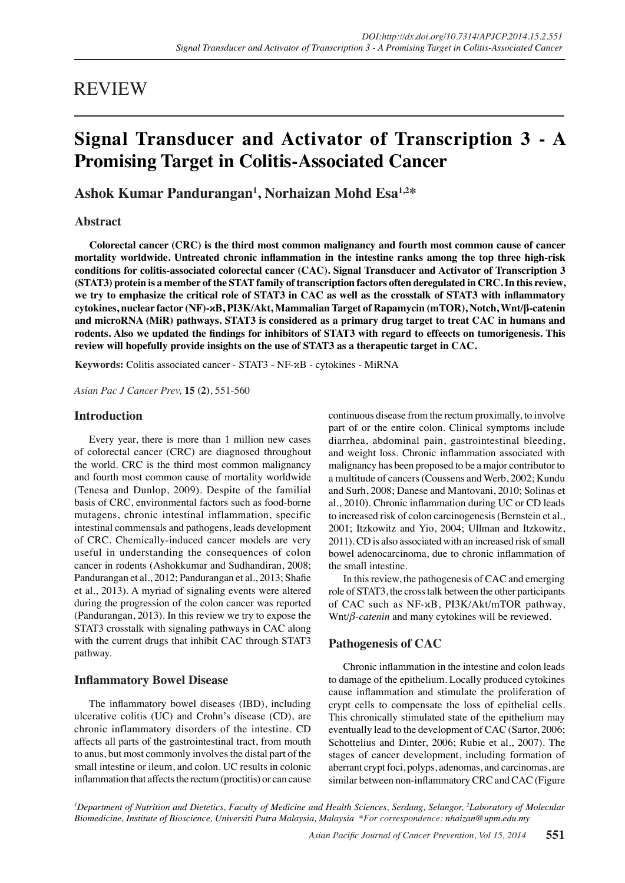# REVIEW

# Signal Transducer and Activator of Transcription 3 - A Promising Target in Colitis-Associated Cancer

**Ashok Kumar Pandurangan[1], Norhaizan Mohd Esa[1,2]***

## Abstract

**Colorectal cancer (CRC) is the third most common malignancy and fourth most common cause of cancer mortality worldwide. Untreated chronic inflammation in the intestine ranks among the top three high-risk conditions for colitis-associated colorectal cancer (CAC). Signal Transducer and Activator of Transcription 3 (STAT3) protein is a member of the STAT family of transcription factors often deregulated in CRC. In this review, we try to emphasize the critical role of STAT3 in CAC as well as the crosstalk of STAT3 with inflammatory cytokines, nuclear factor (NF)-ϰB, PI3K/Akt, Mammalian Target of Rapamycin (mTOR), Notch, Wnt/β-catenin and microRNA (MiR) pathways. STAT3 is considered as a primary drug target to treat CAC in humans and rodents. Also we updated the findings for inhibitors of STAT3 with regard to effeects on tumorigenesis. This review will hopefully provide insights on the use of STAT3 as a therapeutic target in CAC.**

**Keywords:** Colitis associated cancer - STAT3 - NF-ϰB - cytokines - MiRNA

*Asian Pac J Cancer Prev,* **15 (2)**, 551-560

## Introduction

Every year, there is more than 1 million new cases of colorectal cancer (CRC) are diagnosed throughout the world. CRC is the third most common malignancy and fourth most common cause of mortality worldwide (Tenesa and Dunlop, 2009). Despite of the familial basis of CRC, environmental factors such as food-borne mutagens, chronic intestinal inflammation, specific intestinal commensals and pathogens, leads development of CRC. Chemically-induced cancer models are very useful in understanding the consequences of colon cancer in rodents (Ashokkumar and Sudhandiran, 2008; Pandurangan et al., 2012; Pandurangan et al., 2013; Shafie et al., 2013). A myriad of signaling events were altered during the progression of the colon cancer was reported (Pandurangan, 2013). In this review we try to expose the STAT3 crosstalk with signaling pathways in CAC along with the current drugs that inhibit CAC through STAT3 pathway.

## Inflammatory Bowel Disease

The inflammatory bowel diseases (IBD), including ulcerative colitis (UC) and Crohn's disease (CD), are chronic inflammatory disorders of the intestine. CD affects all parts of the gastrointestinal tract, from mouth to anus, but most commonly involves the distal part of the small intestine or ileum, and colon. UC results in colonic inflammation that affects the rectum (proctitis) or can cause continuous disease from the rectum proximally, to involve part of or the entire colon. Clinical symptoms include diarrhea, abdominal pain, gastrointestinal bleeding, and weight loss. Chronic inflammation associated with malignancy has been proposed to be a major contributor to a multitude of cancers (Coussens and Werb, 2002; Kundu and Surh, 2008; Danese and Mantovani, 2010; Solinas et al., 2010). Chronic inflammation during UC or CD leads to increased risk of colon carcinogenesis (Bernstein et al., 2001; Itzkowitz and Yio, 2004; Ullman and Itzkowitz, 2011). CD is also associated with an increased risk of small bowel adenocarcinoma, due to chronic inflammation of the small intestine.

In this review, the pathogenesis of CAC and emerging role of STAT3, the cross talk between the other participants of CAC such as NF-ϰB, PI3K/Akt/mTOR pathway, Wnt/*β-catenin* and many cytokines will be reviewed.

## Pathogenesis of CAC

Chronic inflammation in the intestine and colon leads to damage of the epithelium. Locally produced cytokines cause inflammation and stimulate the proliferation of crypt cells to compensate the loss of epithelial cells. This chronically stimulated state of the epithelium may eventually lead to the development of CAC (Sartor, 2006; Schottelius and Dinter, 2006; Rubie et al., 2007). The stages of cancer development, including formation of aberrant crypt foci, polyps, adenomas, and carcinomas, are similar between non-inflammatory CRC and CAC (Figure

*[1]Department of Nutrition and Dietetics, Faculty of Medicine and Health Sciences, Serdang, Selangor, [2]Laboratory of Molecular Biomedicine, Institute of Bioscience, Universiti Putra Malaysia, Malaysia \*For correspondence: nhaizan@upm.edu.my*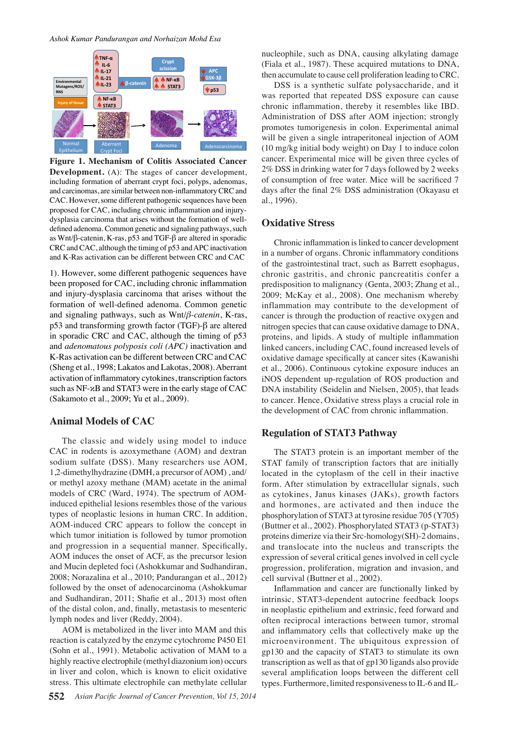**Figure 1. Mechanism of Colitis Associated Cancer Development.** (A): The stages of cancer development, including formation of aberrant crypt foci, polyps, adenomas, and carcinomas, are similar between non-inflammatory CRC and CAC. However, some different pathogenic sequences have been proposed for CAC, including chronic inflammation and injury-dysplasia carcinoma that arises without the formation of well-defined adenoma. Common genetic and signaling pathways, such as Wnt/β-catenin, K-ras, p53 and TGF-β are altered in sporadic CRC and CAC, although the timing of p53 and APC inactivation and K-Ras activation can be different between CRC and CAC

1). However, some different pathogenic sequences have been proposed for CAC, including chronic inflammation and injury-dysplasia carcinoma that arises without the formation of well-defined adenoma. Common genetic and signaling pathways, such as Wnt/*β-catenin*, K-ras, p53 and transforming growth factor (TGF)-β are altered in sporadic CRC and CAC, although the timing of p53 and *adenomatous polyposis coli (APC)* inactivation and K-Ras activation can be different between CRC and CAC (Sheng et al., 1998; Lakatos and Lakotas, 2008). Aberrant activation of inflammatory cytokines, transcription factors such as NF-ϰB and STAT3 were in the early stage of CAC (Sakamoto et al., 2009; Yu et al., 2009).

## Animal Models of CAC

The classic and widely using model to induce CAC in rodents is azoxymethane (AOM) and dextran sodium sulfate (DSS). Many researchers use AOM, 1,2-dimethylhydrazine (DMH, a precursor of AOM) , and/or methyl azoxy methane (MAM) acetate in the animal models of CRC (Ward, 1974). The spectrum of AOM-induced epithelial lesions resembles those of the various types of neoplastic lesions in human CRC. In addition, AOM-induced CRC appears to follow the concept in which tumor initiation is followed by tumor promotion and progression in a sequential manner. Specifically, AOM induces the onset of ACF, as the precursor lesion and Mucin depleted foci (Ashokkumar and Sudhandiran, 2008; Norazalina et al., 2010; Pandurangan et al., 2012) followed by the onset of adenocarcinoma (Ashokkumar and Sudhandiran, 2011; Shafie et al., 2013) most often of the distal colon, and, finally, metastasis to mesenteric lymph nodes and liver (Reddy, 2004).

AOM is metabolized in the liver into MAM and this reaction is catalyzed by the enzyme cytochrome P450 E1 (Sohn et al., 1991). Metabolic activation of MAM to a highly reactive electrophile (methyl diazonium ion) occurs in liver and colon, which is known to elicit oxidative stress. This ultimate electrophile can methylate cellular nucleophile, such as DNA, causing alkylating damage (Fiala et al., 1987). These acquired mutations to DNA, then accumulate to cause cell proliferation leading to CRC.

DSS is a synthetic sulfate polysaccharide, and it was reported that repeated DSS exposure can cause chronic inflammation, thereby it resembles like IBD. Administration of DSS after AOM injection; strongly promotes tumorigenesis in colon. Experimental animal will be given a single intraperitoneal injection of AOM (10 mg/kg initial body weight) on Day 1 to induce colon cancer. Experimental mice will be given three cycles of 2% DSS in drinking water for 7 days followed by 2 weeks of consumption of free water. Mice will be sacrificed 7 days after the final 2% DSS administration (Okayasu et al., 1996).

## Oxidative Stress

Chronic inflammation is linked to cancer development in a number of organs. Chronic inflammatory conditions of the gastrointestinal tract, such as Barrett esophagus, chronic gastritis, and chronic pancreatitis confer a predisposition to malignancy (Genta, 2003; Zhang et al., 2009; McKay et al., 2008). One mechanism whereby inflammation may contribute to the development of cancer is through the production of reactive oxygen and nitrogen species that can cause oxidative damage to DNA, proteins, and lipids. A study of multiple inflammation linked cancers, including CAC, found increased levels of oxidative damage specifically at cancer sites (Kawanishi et al., 2006). Continuous cytokine exposure induces an iNOS dependent up-regulation of ROS production and DNA instability (Seidelin and Nielsen, 2005), that leads to cancer. Hence, Oxidative stress plays a crucial role in the development of CAC from chronic inflammation.

## Regulation of STAT3 Pathway

The STAT3 protein is an important member of the STAT family of transcription factors that are initially located in the cytoplasm of the cell in their inactive form. After stimulation by extracellular signals, such as cytokines, Janus kinases (JAKs), growth factors and hormones, are activated and then induce the phosphorylation of STAT3 at tyrosine residue 705 (Y705) (Buttner et al., 2002). Phosphorylated STAT3 (p-STAT3) proteins dimerize via their Src-homology(SH)-2 domains, and translocate into the nucleus and transcripts the expression of several critical genes involved in cell cycle progression, proliferation, migration and invasion, and cell survival (Buttner et al., 2002).

Inflammation and cancer are functionally linked by intrinsic, STAT3-dependent autocrine feedback loops in neoplastic epithelium and extrinsic, feed forward and often reciprocal interactions between tumor, stromal and inflammatory cells that collectively make up the microenvironment. The ubiquitous expression of gp130 and the capacity of STAT3 to stimulate its own transcription as well as that of gp130 ligands also provide several amplification loops between the different cell types. Furthermore, limited responsiveness to IL-6 and IL-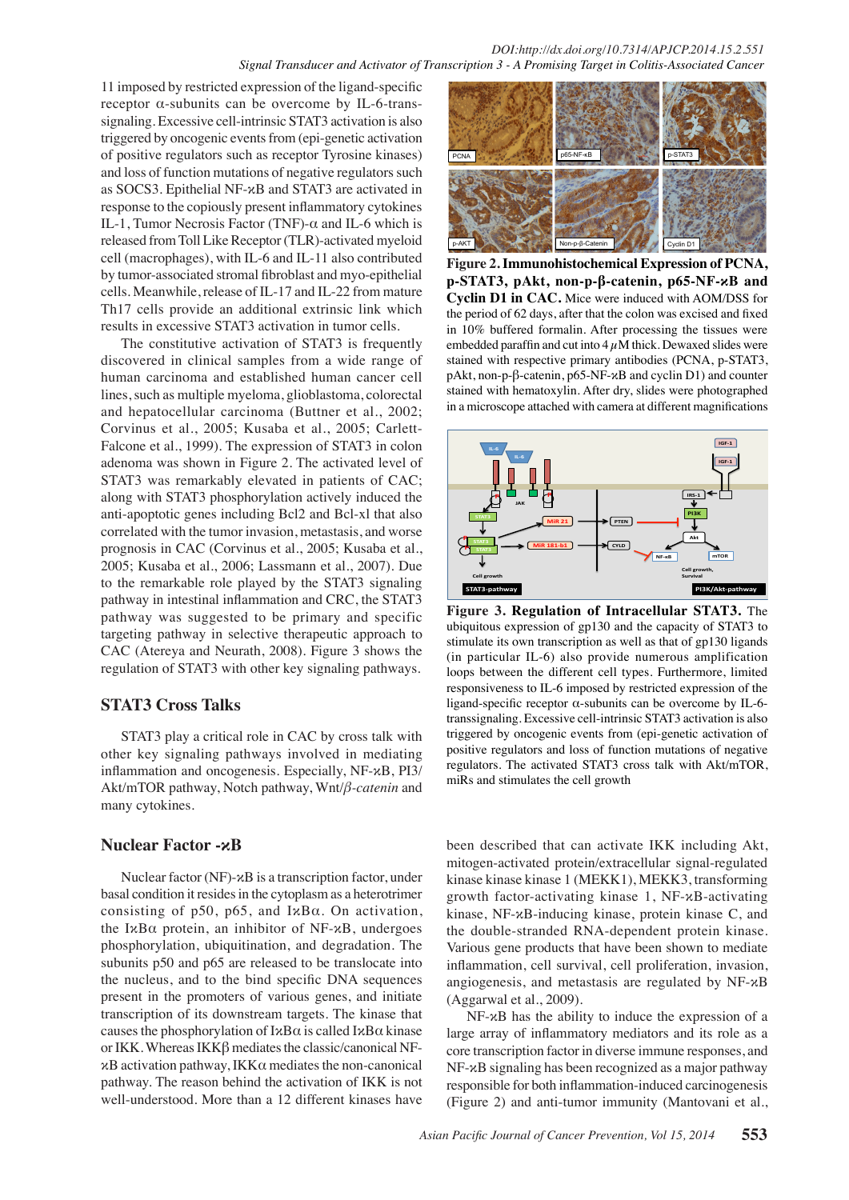11 imposed by restricted expression of the ligand-specific receptor α-subunits can be overcome by IL-6-trans-signaling. Excessive cell-intrinsic STAT3 activation is also triggered by oncogenic events from (epi-genetic activation of positive regulators such as receptor Tyrosine kinases) and loss of function mutations of negative regulators such as SOCS3. Epithelial NF-κB and STAT3 are activated in response to the copiously present inflammatory cytokines IL-1, Tumor Necrosis Factor (TNF)-α and IL-6 which is released from Toll Like Receptor (TLR)-activated myeloid cell (macrophages), with IL-6 and IL-11 also contributed by tumor-associated stromal fibroblast and myo-epithelial cells. Meanwhile, release of IL-17 and IL-22 from mature Th17 cells provide an additional extrinsic link which results in excessive STAT3 activation in tumor cells.

The constitutive activation of STAT3 is frequently discovered in clinical samples from a wide range of human carcinoma and established human cancer cell lines, such as multiple myeloma, glioblastoma, colorectal and hepatocellular carcinoma (Buttner et al., 2002; Corvinus et al., 2005; Kusaba et al., 2005; Carlett-Falcone et al., 1999). The expression of STAT3 in colon adenoma was shown in Figure 2. The activated level of STAT3 was remarkably elevated in patients of CAC; along with STAT3 phosphorylation actively induced the anti-apoptotic genes including Bcl2 and Bcl-xl that also correlated with the tumor invasion, metastasis, and worse prognosis in CAC (Corvinus et al., 2005; Kusaba et al., 2005; Kusaba et al., 2006; Lassmann et al., 2007). Due to the remarkable role played by the STAT3 signaling pathway in intestinal inflammation and CRC, the STAT3 pathway was suggested to be primary and specific targeting pathway in selective therapeutic approach to CAC (Atereya and Neurath, 2008). Figure 3 shows the regulation of STAT3 with other key signaling pathways.

**Figure 2. Immunohistochemical Expression of PCNA, p-STAT3, pAkt, non-p-β-catenin, p65-NF-κB and Cyclin D1 in CAC.** Mice were induced with AOM/DSS for the period of 62 days, after that the colon was excised and fixed in 10% buffered formalin. After processing the tissues were embedded paraffin and cut into 4 μM thick. Dewaxed slides were stained with respective primary antibodies (PCNA, p-STAT3, pAkt, non-p-β-catenin, p65-NF-κB and cyclin D1) and counter stained with hematoxylin. After dry, slides were photographed in a microscope attached with camera at different magnifications

**Figure 3. Regulation of Intracellular STAT3.** The ubiquitous expression of gp130 and the capacity of STAT3 to stimulate its own transcription as well as that of gp130 ligands (in particular IL-6) also provide numerous amplification loops between the different cell types. Furthermore, limited responsiveness to IL-6 imposed by restricted expression of the ligand-specific receptor α-subunits can be overcome by IL-6-transsignaling. Excessive cell-intrinsic STAT3 activation is also triggered by oncogenic events from (epi-genetic activation of positive regulators and loss of function mutations of negative regulators. The activated STAT3 cross talk with Akt/mTOR, miRs and stimulates the cell growth

## STAT3 Cross Talks

STAT3 play a critical role in CAC by cross talk with other key signaling pathways involved in mediating inflammation and oncogenesis. Especially, NF-κB, PI3/Akt/mTOR pathway, Notch pathway, Wnt/*β-catenin* and many cytokines.

## Nuclear Factor -κB

Nuclear factor (NF)-κB is a transcription factor, under basal condition it resides in the cytoplasm as a heterotrimer consisting of p50, p65, and IκBα. On activation, the IκBα protein, an inhibitor of NF-κB, undergoes phosphorylation, ubiquitination, and degradation. The subunits p50 and p65 are released to be translocate into the nucleus, and to the bind specific DNA sequences present in the promoters of various genes, and initiate transcription of its downstream targets. The kinase that causes the phosphorylation of IκBα is called IκBα kinase or IKK. Whereas IKKβ mediates the classic/canonical NF-κB activation pathway, IKKα mediates the non-canonical pathway. The reason behind the activation of IKK is not well-understood. More than a 12 different kinases have been described that can activate IKK including Akt, mitogen-activated protein/extracellular signal-regulated kinase kinase 1 (MEKK1), MEKK3, transforming growth factor-activating kinase 1, NF-κB-activating kinase, NF-κB-inducing kinase, protein kinase C, and the double-stranded RNA-dependent protein kinase. Various gene products that have been shown to mediate inflammation, cell survival, cell proliferation, invasion, angiogenesis, and metastasis are regulated by NF-κB (Aggarwal et al., 2009).

NF-κB has the ability to induce the expression of a large array of inflammatory mediators and its role as a core transcription factor in diverse immune responses, and NF-κB signaling has been recognized as a major pathway responsible for both inflammation-induced carcinogenesis (Figure 2) and anti-tumor immunity (Mantovani et al.,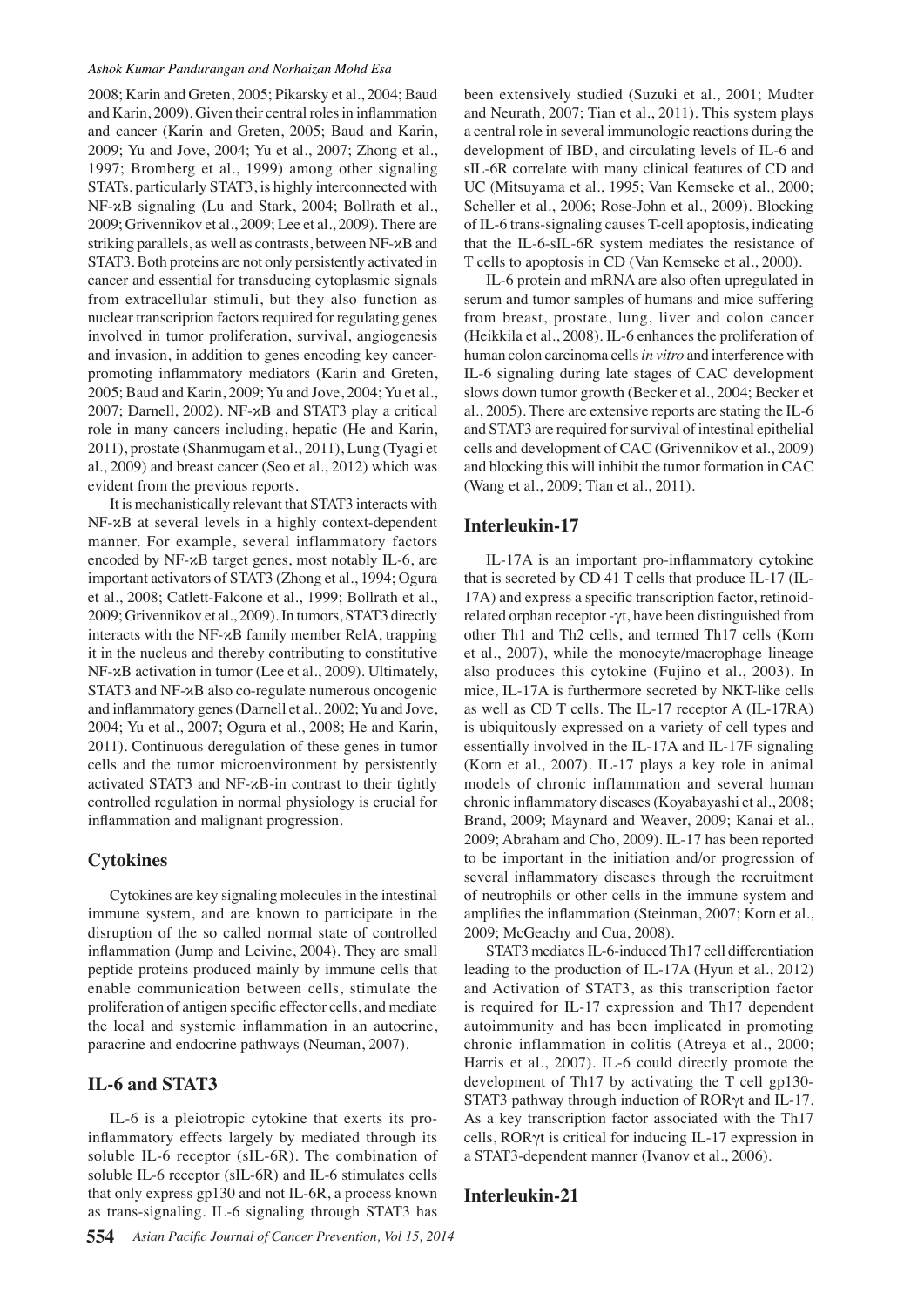2008; Karin and Greten, 2005; Pikarsky et al., 2004; Baud and Karin, 2009). Given their central roles in inflammation and cancer (Karin and Greten, 2005; Baud and Karin, 2009; Yu and Jove, 2004; Yu et al., 2007; Zhong et al., 1997; Bromberg et al., 1999) among other signaling STATs, particularly STAT3, is highly interconnected with NF-ϰB signaling (Lu and Stark, 2004; Bollrath et al., 2009; Grivennikov et al., 2009; Lee et al., 2009). There are striking parallels, as well as contrasts, between NF-ϰB and STAT3. Both proteins are not only persistently activated in cancer and essential for transducing cytoplasmic signals from extracellular stimuli, but they also function as nuclear transcription factors required for regulating genes involved in tumor proliferation, survival, angiogenesis and invasion, in addition to genes encoding key cancer-promoting inflammatory mediators (Karin and Greten, 2005; Baud and Karin, 2009; Yu and Jove, 2004; Yu et al., 2007; Darnell, 2002). NF-ϰB and STAT3 play a critical role in many cancers including, hepatic (He and Karin, 2011), prostate (Shanmugam et al., 2011), Lung (Tyagi et al., 2009) and breast cancer (Seo et al., 2012) which was evident from the previous reports.

It is mechanistically relevant that STAT3 interacts with NF-ϰB at several levels in a highly context-dependent manner. For example, several inflammatory factors encoded by NF-ϰB target genes, most notably IL-6, are important activators of STAT3 (Zhong et al., 1994; Ogura et al., 2008; Catlett-Falcone et al., 1999; Bollrath et al., 2009; Grivennikov et al., 2009). In tumors, STAT3 directly interacts with the NF-ϰB family member RelA, trapping it in the nucleus and thereby contributing to constitutive NF-ϰB activation in tumor (Lee et al., 2009). Ultimately, STAT3 and NF-ϰB also co-regulate numerous oncogenic and inflammatory genes (Darnell et al., 2002; Yu and Jove, 2004; Yu et al., 2007; Ogura et al., 2008; He and Karin, 2011). Continuous deregulation of these genes in tumor cells and the tumor microenvironment by persistently activated STAT3 and NF-ϰB-in contrast to their tightly controlled regulation in normal physiology is crucial for inflammation and malignant progression.

## Cytokines

Cytokines are key signaling molecules in the intestinal immune system, and are known to participate in the disruption of the so called normal state of controlled inflammation (Jump and Leivine, 2004). They are small peptide proteins produced mainly by immune cells that enable communication between cells, stimulate the proliferation of antigen specific effector cells, and mediate the local and systemic inflammation in an autocrine, paracrine and endocrine pathways (Neuman, 2007).

## IL-6 and STAT3

IL-6 is a pleiotropic cytokine that exerts its pro-inflammatory effects largely by mediated through its soluble IL-6 receptor (sIL-6R). The combination of soluble IL-6 receptor (sIL-6R) and IL-6 stimulates cells that only express gp130 and not IL-6R, a process known as trans-signaling. IL-6 signaling through STAT3 has been extensively studied (Suzuki et al., 2001; Mudter and Neurath, 2007; Tian et al., 2011). This system plays a central role in several immunologic reactions during the development of IBD, and circulating levels of IL-6 and sIL-6R correlate with many clinical features of CD and UC (Mitsuyama et al., 1995; Van Kemseke et al., 2000; Scheller et al., 2006; Rose-John et al., 2009). Blocking of IL-6 trans-signaling causes T-cell apoptosis, indicating that the IL-6-sIL-6R system mediates the resistance of T cells to apoptosis in CD (Van Kemseke et al., 2000).

IL-6 protein and mRNA are also often upregulated in serum and tumor samples of humans and mice suffering from breast, prostate, lung, liver and colon cancer (Heikkila et al., 2008). IL-6 enhances the proliferation of human colon carcinoma cells *in vitro* and interference with IL-6 signaling during late stages of CAC development slows down tumor growth (Becker et al., 2004; Becker et al., 2005). There are extensive reports are stating the IL-6 and STAT3 are required for survival of intestinal epithelial cells and development of CAC (Grivennikov et al., 2009) and blocking this will inhibit the tumor formation in CAC (Wang et al., 2009; Tian et al., 2011).

## Interleukin-17

IL-17A is an important pro-inflammatory cytokine that is secreted by CD 41 T cells that produce IL-17 (IL-17A) and express a specific transcription factor, retinoid-related orphan receptor -γt, have been distinguished from other Th1 and Th2 cells, and termed Th17 cells (Korn et al., 2007), while the monocyte/macrophage lineage also produces this cytokine (Fujino et al., 2003). In mice, IL-17A is furthermore secreted by NKT-like cells as well as CD T cells. The IL-17 receptor A (IL-17RA) is ubiquitously expressed on a variety of cell types and essentially involved in the IL-17A and IL-17F signaling (Korn et al., 2007). IL-17 plays a key role in animal models of chronic inflammation and several human chronic inflammatory diseases (Koyabayashi et al., 2008; Brand, 2009; Maynard and Weaver, 2009; Kanai et al., 2009; Abraham and Cho, 2009). IL-17 has been reported to be important in the initiation and/or progression of several inflammatory diseases through the recruitment of neutrophils or other cells in the immune system and amplifies the inflammation (Steinman, 2007; Korn et al., 2009; McGeachy and Cua, 2008).

STAT3 mediates IL-6-induced Th17 cell differentiation leading to the production of IL-17A (Hyun et al., 2012) and Activation of STAT3, as this transcription factor is required for IL-17 expression and Th17 dependent autoimmunity and has been implicated in promoting chronic inflammation in colitis (Atreya et al., 2000; Harris et al., 2007). IL-6 could directly promote the development of Th17 by activating the T cell gp130-STAT3 pathway through induction of RORγt and IL-17. As a key transcription factor associated with the Th17 cells, RORγt is critical for inducing IL-17 expression in a STAT3-dependent manner (Ivanov et al., 2006).

## Interleukin-21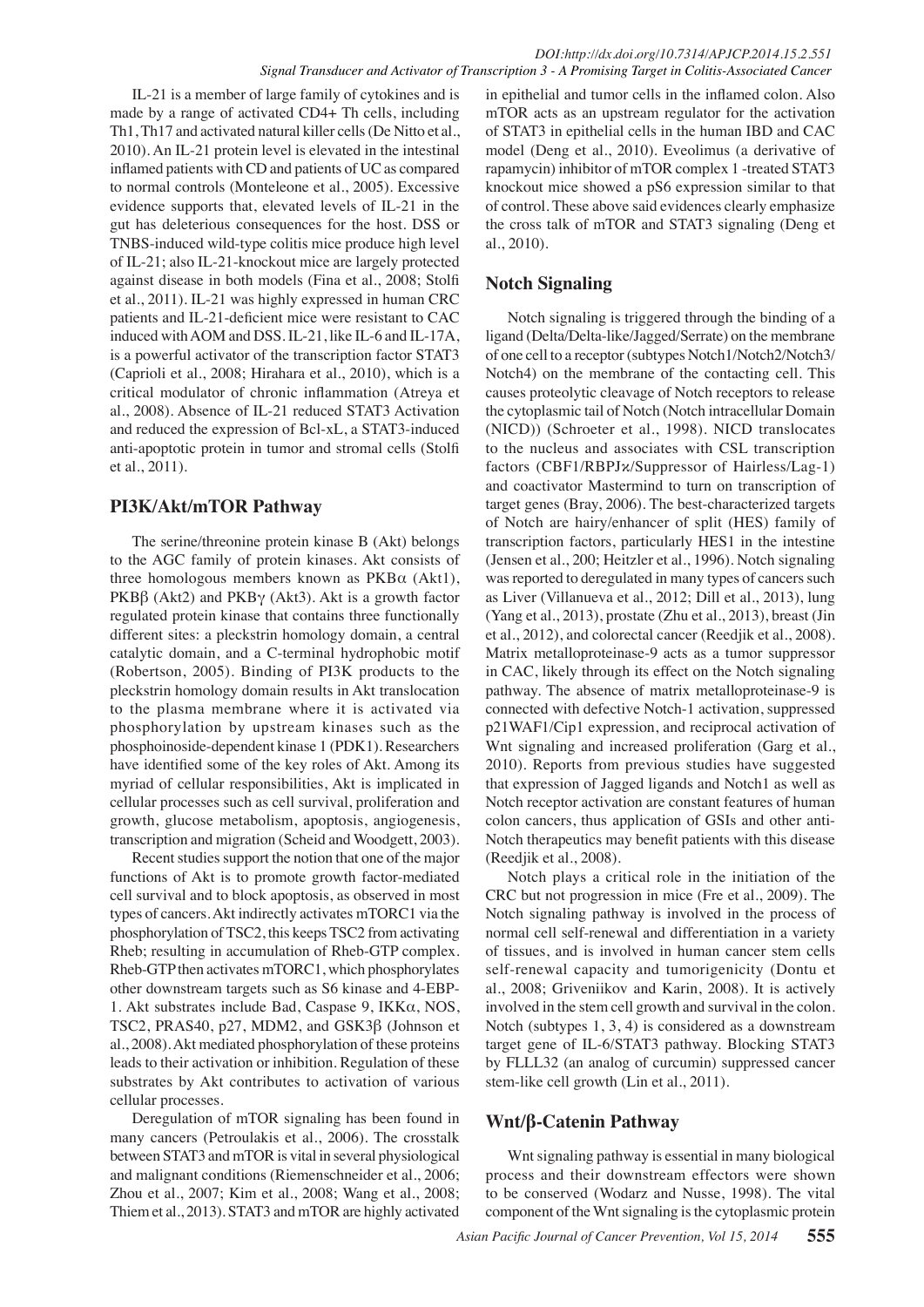IL-21 is a member of large family of cytokines and is made by a range of activated CD4+ Th cells, including Th1, Th17 and activated natural killer cells (De Nitto et al., 2010). An IL-21 protein level is elevated in the intestinal inflamed patients with CD and patients of UC as compared to normal controls (Monteleone et al., 2005). Excessive evidence supports that, elevated levels of IL-21 in the gut has deleterious consequences for the host. DSS or TNBS-induced wild-type colitis mice produce high level of IL-21; also IL-21-knockout mice are largely protected against disease in both models (Fina et al., 2008; Stolfi et al., 2011). IL-21 was highly expressed in human CRC patients and IL-21-deficient mice were resistant to CAC induced with AOM and DSS. IL-21, like IL-6 and IL-17A, is a powerful activator of the transcription factor STAT3 (Caprioli et al., 2008; Hirahara et al., 2010), which is a critical modulator of chronic inflammation (Atreya et al., 2008). Absence of IL-21 reduced STAT3 Activation and reduced the expression of Bcl-xL, a STAT3-induced anti-apoptotic protein in tumor and stromal cells (Stolfi et al., 2011).

## PI3K/Akt/mTOR Pathway

The serine/threonine protein kinase B (Akt) belongs to the AGC family of protein kinases. Akt consists of three homologous members known as PKBα (Akt1), PKBβ (Akt2) and PKBγ (Akt3). Akt is a growth factor regulated protein kinase that contains three functionally different sites: a pleckstrin homology domain, a central catalytic domain, and a C-terminal hydrophobic motif (Robertson, 2005). Binding of PI3K products to the pleckstrin homology domain results in Akt translocation to the plasma membrane where it is activated via phosphorylation by upstream kinases such as the phosphoinoside-dependent kinase 1 (PDK1). Researchers have identified some of the key roles of Akt. Among its myriad of cellular responsibilities, Akt is implicated in cellular processes such as cell survival, proliferation and growth, glucose metabolism, apoptosis, angiogenesis, transcription and migration (Scheid and Woodgett, 2003).

Recent studies support the notion that one of the major functions of Akt is to promote growth factor-mediated cell survival and to block apoptosis, as observed in most types of cancers. Akt indirectly activates mTORC1 via the phosphorylation of TSC2, this keeps TSC2 from activating Rheb; resulting in accumulation of Rheb-GTP complex. Rheb-GTP then activates mTORC1, which phosphorylates other downstream targets such as S6 kinase and 4-EBP-1. Akt substrates include Bad, Caspase 9, IKKα, NOS, TSC2, PRAS40, p27, MDM2, and GSK3β (Johnson et al., 2008). Akt mediated phosphorylation of these proteins leads to their activation or inhibition. Regulation of these substrates by Akt contributes to activation of various cellular processes.

Deregulation of mTOR signaling has been found in many cancers (Petroulakis et al., 2006). The crosstalk between STAT3 and mTOR is vital in several physiological and malignant conditions (Riemenschneider et al., 2006; Zhou et al., 2007; Kim et al., 2008; Wang et al., 2008; Thiem et al., 2013). STAT3 and mTOR are highly activated in epithelial and tumor cells in the inflamed colon. Also mTOR acts as an upstream regulator for the activation of STAT3 in epithelial cells in the human IBD and CAC model (Deng et al., 2010). Eveolimus (a derivative of rapamycin) inhibitor of mTOR complex 1 -treated STAT3 knockout mice showed a pS6 expression similar to that of control. These above said evidences clearly emphasize the cross talk of mTOR and STAT3 signaling (Deng et al., 2010).

## Notch Signaling

Notch signaling is triggered through the binding of a ligand (Delta/Delta-like/Jagged/Serrate) on the membrane of one cell to a receptor (subtypes Notch1/Notch2/Notch3/Notch4) on the membrane of the contacting cell. This causes proteolytic cleavage of Notch receptors to release the cytoplasmic tail of Notch (Notch intracellular Domain (NICD)) (Schroeter et al., 1998). NICD translocates to the nucleus and associates with CSL transcription factors (CBF1/RBPJϰ/Suppressor of Hairless/Lag-1) and coactivator Mastermind to turn on transcription of target genes (Bray, 2006). The best-characterized targets of Notch are hairy/enhancer of split (HES) family of transcription factors, particularly HES1 in the intestine (Jensen et al., 200; Heitzler et al., 1996). Notch signaling was reported to deregulated in many types of cancers such as Liver (Villanueva et al., 2012; Dill et al., 2013), lung (Yang et al., 2013), prostate (Zhu et al., 2013), breast (Jin et al., 2012), and colorectal cancer (Reedjik et al., 2008). Matrix metalloproteinase-9 acts as a tumor suppressor in CAC, likely through its effect on the Notch signaling pathway. The absence of matrix metalloproteinase-9 is connected with defective Notch-1 activation, suppressed p21WAF1/Cip1 expression, and reciprocal activation of Wnt signaling and increased proliferation (Garg et al., 2010). Reports from previous studies have suggested that expression of Jagged ligands and Notch1 as well as Notch receptor activation are constant features of human colon cancers, thus application of GSIs and other anti-Notch therapeutics may benefit patients with this disease (Reedjik et al., 2008).

Notch plays a critical role in the initiation of the CRC but not progression in mice (Fre et al., 2009). The Notch signaling pathway is involved in the process of normal cell self-renewal and differentiation in a variety of tissues, and is involved in human cancer stem cells self-renewal capacity and tumorigenicity (Dontu et al., 2008; Griveniikov and Karin, 2008). It is actively involved in the stem cell growth and survival in the colon. Notch (subtypes 1, 3, 4) is considered as a downstream target gene of IL-6/STAT3 pathway. Blocking STAT3 by FLLL32 (an analog of curcumin) suppressed cancer stem-like cell growth (Lin et al., 2011).

## Wnt/β-Catenin Pathway

Wnt signaling pathway is essential in many biological process and their downstream effectors were shown to be conserved (Wodarz and Nusse, 1998). The vital component of the Wnt signaling is the cytoplasmic protein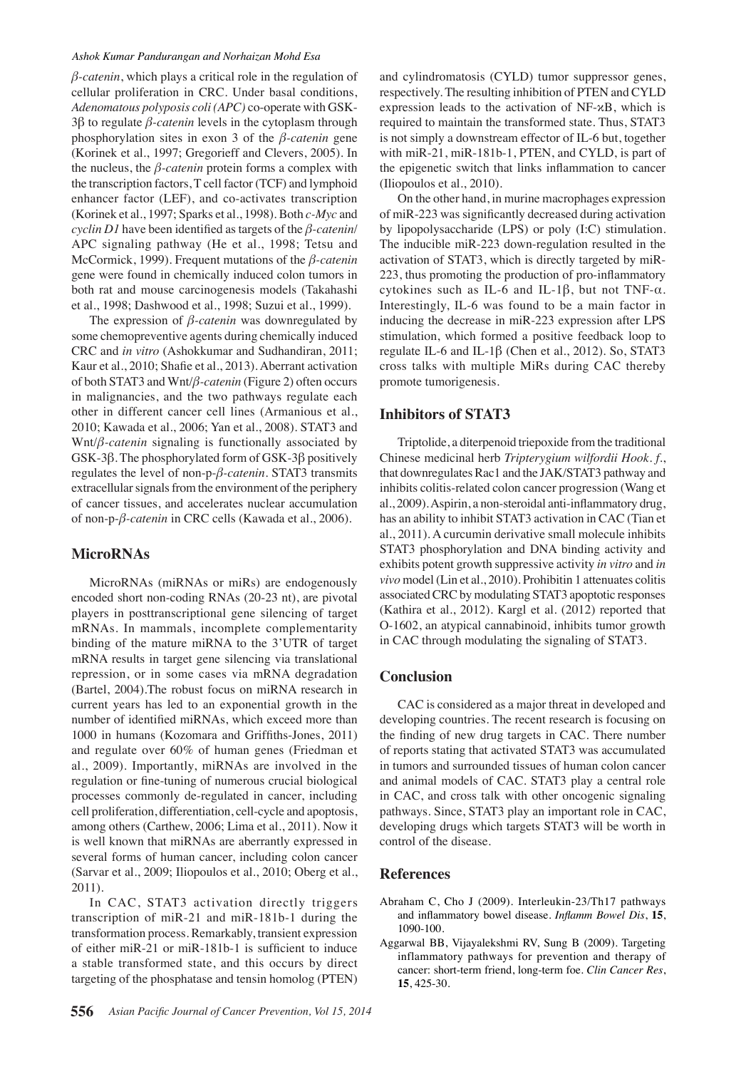*β-catenin*, which plays a critical role in the regulation of cellular proliferation in CRC. Under basal conditions, *Adenomatous polyposis coli (APC)* co-operate with GSK-3β to regulate *β-catenin* levels in the cytoplasm through phosphorylation sites in exon 3 of the *β-catenin* gene (Korinek et al., 1997; Gregorieff and Clevers, 2005). In the nucleus, the *β-catenin* protein forms a complex with the transcription factors, T cell factor (TCF) and lymphoid enhancer factor (LEF), and co-activates transcription (Korinek et al., 1997; Sparks et al., 1998). Both *c-Myc* and *cyclin D1* have been identified as targets of the *β-catenin*/APC signaling pathway (He et al., 1998; Tetsu and McCormick, 1999). Frequent mutations of the *β-catenin* gene were found in chemically induced colon tumors in both rat and mouse carcinogenesis models (Takahashi et al., 1998; Dashwood et al., 1998; Suzui et al., 1999).

The expression of *β-catenin* was downregulated by some chemopreventive agents during chemically induced CRC and *in vitro* (Ashokkumar and Sudhandiran, 2011; Kaur et al., 2010; Shafie et al., 2013). Aberrant activation of both STAT3 and Wnt/*β-catenin* (Figure 2) often occurs in malignancies, and the two pathways regulate each other in different cancer cell lines (Armanious et al., 2010; Kawada et al., 2006; Yan et al., 2008). STAT3 and Wnt/*β-catenin* signaling is functionally associated by GSK-3β. The phosphorylated form of GSK-3β positively regulates the level of non-p-*β-catenin*. STAT3 transmits extracellular signals from the environment of the periphery of cancer tissues, and accelerates nuclear accumulation of non-p-*β-catenin* in CRC cells (Kawada et al., 2006).

## MicroRNAs

MicroRNAs (miRNAs or miRs) are endogenously encoded short non-coding RNAs (20-23 nt), are pivotal players in posttranscriptional gene silencing of target mRNAs. In mammals, incomplete complementarity binding of the mature miRNA to the 3'UTR of target mRNA results in target gene silencing via translational repression, or in some cases via mRNA degradation (Bartel, 2004).The robust focus on miRNA research in current years has led to an exponential growth in the number of identified miRNAs, which exceed more than 1000 in humans (Kozomara and Griffiths-Jones, 2011) and regulate over 60% of human genes (Friedman et al., 2009). Importantly, miRNAs are involved in the regulation or fine-tuning of numerous crucial biological processes commonly de-regulated in cancer, including cell proliferation, differentiation, cell-cycle and apoptosis, among others (Carthew, 2006; Lima et al., 2011). Now it is well known that miRNAs are aberrantly expressed in several forms of human cancer, including colon cancer (Sarvar et al., 2009; Iliopoulos et al., 2010; Oberg et al., 2011).

In CAC, STAT3 activation directly triggers transcription of miR-21 and miR-181b-1 during the transformation process. Remarkably, transient expression of either miR-21 or miR-181b-1 is sufficient to induce a stable transformed state, and this occurs by direct targeting of the phosphatase and tensin homolog (PTEN) and cylindromatosis (CYLD) tumor suppressor genes, respectively. The resulting inhibition of PTEN and CYLD expression leads to the activation of NF-κB, which is required to maintain the transformed state. Thus, STAT3 is not simply a downstream effector of IL-6 but, together with miR-21, miR-181b-1, PTEN, and CYLD, is part of the epigenetic switch that links inflammation to cancer (Iliopoulos et al., 2010).

On the other hand, in murine macrophages expression of miR-223 was significantly decreased during activation by lipopolysaccharide (LPS) or poly (I:C) stimulation. The inducible miR-223 down-regulation resulted in the activation of STAT3, which is directly targeted by miR-223, thus promoting the production of pro-inflammatory cytokines such as IL-6 and IL-1β, but not TNF-α. Interestingly, IL-6 was found to be a main factor in inducing the decrease in miR-223 expression after LPS stimulation, which formed a positive feedback loop to regulate IL-6 and IL-1β (Chen et al., 2012). So, STAT3 cross talks with multiple MiRs during CAC thereby promote tumorigenesis.

## Inhibitors of STAT3

Triptolide, a diterpenoid triepoxide from the traditional Chinese medicinal herb *Tripterygium wilfordii Hook. f.*, that downregulates Rac1 and the JAK/STAT3 pathway and inhibits colitis-related colon cancer progression (Wang et al., 2009). Aspirin, a non-steroidal anti-inflammatory drug, has an ability to inhibit STAT3 activation in CAC (Tian et al., 2011). A curcumin derivative small molecule inhibits STAT3 phosphorylation and DNA binding activity and exhibits potent growth suppressive activity *in vitro* and *in vivo* model (Lin et al., 2010). Prohibitin 1 attenuates colitis associated CRC by modulating STAT3 apoptotic responses (Kathira et al., 2012). Kargl et al. (2012) reported that O-1602, an atypical cannabinoid, inhibits tumor growth in CAC through modulating the signaling of STAT3.

## Conclusion

CAC is considered as a major threat in developed and developing countries. The recent research is focusing on the finding of new drug targets in CAC. There number of reports stating that activated STAT3 was accumulated in tumors and surrounded tissues of human colon cancer and animal models of CAC. STAT3 play a central role in CAC, and cross talk with other oncogenic signaling pathways. Since, STAT3 play an important role in CAC, developing drugs which targets STAT3 will be worth in control of the disease.

## References

Abraham C, Cho J (2009). Interleukin-23/Th17 pathways and inflammatory bowel disease. *Inflamm Bowel Dis*, **15**, 1090-100.

Aggarwal BB, Vijayalekshmi RV, Sung B (2009). Targeting inflammatory pathways for prevention and therapy of cancer: short-term friend, long-term foe. *Clin Cancer Res*, **15**, 425-30.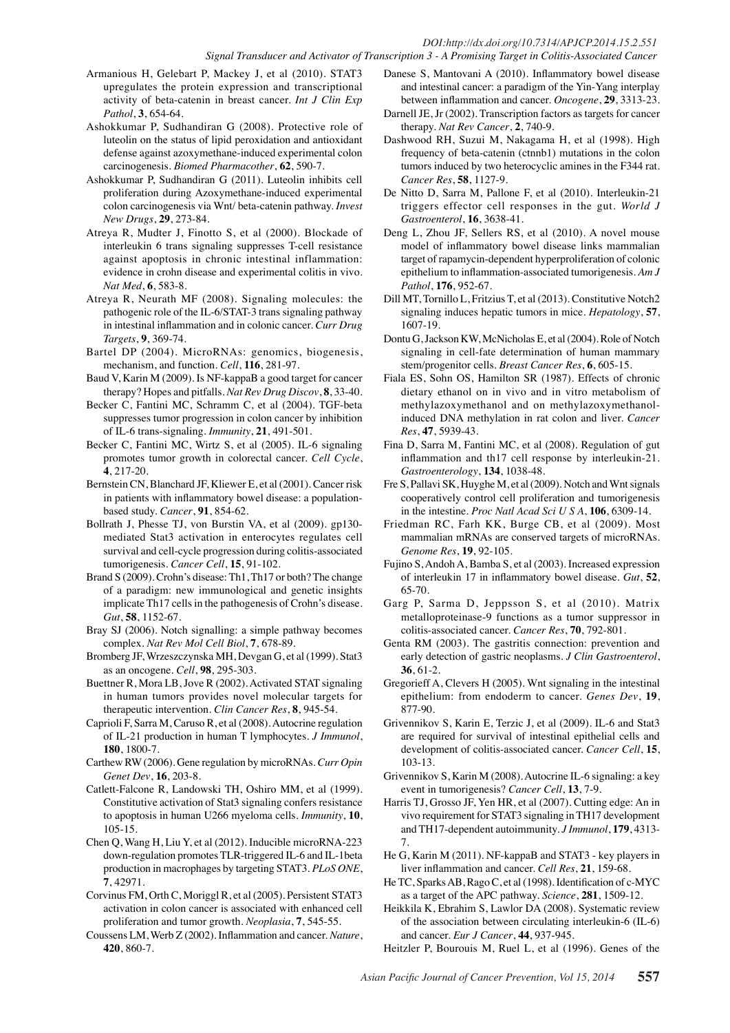Armanious H, Gelebart P, Mackey J, et al (2010). STAT3 upregulates the protein expression and transcriptional activity of beta-catenin in breast cancer. *Int J Clin Exp Pathol*, **3**, 654-64.

Ashokkumar P, Sudhandiran G (2008). Protective role of luteolin on the status of lipid peroxidation and antioxidant defense against azoxymethane-induced experimental colon carcinogenesis. *Biomed Pharmacother*, **62**, 590-7.

Ashokkumar P, Sudhandiran G (2011). Luteolin inhibits cell proliferation during Azoxymethane-induced experimental colon carcinogenesis via Wnt/ beta-catenin pathway. *Invest New Drugs*, **29**, 273-84.

Atreya R, Mudter J, Finotto S, et al (2000). Blockade of interleukin 6 trans signaling suppresses T-cell resistance against apoptosis in chronic intestinal inflammation: evidence in crohn disease and experimental colitis in vivo. *Nat Med*, **6**, 583-8.

Atreya R, Neurath MF (2008). Signaling molecules: the pathogenic role of the IL-6/STAT-3 trans signaling pathway in intestinal inflammation and in colonic cancer. *Curr Drug Targets*, **9**, 369-74.

Bartel DP (2004). MicroRNAs: genomics, biogenesis, mechanism, and function. *Cell*, **116**, 281-97.

Baud V, Karin M (2009). Is NF-kappaB a good target for cancer therapy? Hopes and pitfalls. *Nat Rev Drug Discov*, **8**, 33-40.

Becker C, Fantini MC, Schramm C, et al (2004). TGF-beta suppresses tumor progression in colon cancer by inhibition of IL-6 trans-signaling. *Immunity*, **21**, 491-501.

Becker C, Fantini MC, Wirtz S, et al (2005). IL-6 signaling promotes tumor growth in colorectal cancer. *Cell Cycle*, **4**, 217-20.

Bernstein CN, Blanchard JF, Kliewer E, et al (2001). Cancer risk in patients with inflammatory bowel disease: a population-based study. *Cancer*, **91**, 854-62.

Bollrath J, Phesse TJ, von Burstin VA, et al (2009). gp130-mediated Stat3 activation in enterocytes regulates cell survival and cell-cycle progression during colitis-associated tumorigenesis. *Cancer Cell*, **15**, 91-102.

Brand S (2009). Crohn's disease: Th1, Th17 or both? The change of a paradigm: new immunological and genetic insights implicate Th17 cells in the pathogenesis of Crohn's disease. *Gut*, **58**, 1152-67.

Bray SJ (2006). Notch signalling: a simple pathway becomes complex. *Nat Rev Mol Cell Biol*, **7**, 678-89.

Bromberg JF, Wrzeszczynska MH, Devgan G, et al (1999). Stat3 as an oncogene. *Cell*, **98**, 295-303.

Buettner R, Mora LB, Jove R (2002). Activated STAT signaling in human tumors provides novel molecular targets for therapeutic intervention. *Clin Cancer Res*, **8**, 945-54.

Caprioli F, Sarra M, Caruso R, et al (2008). Autocrine regulation of IL-21 production in human T lymphocytes. *J Immunol*, **180**, 1800-7.

Carthew RW (2006). Gene regulation by microRNAs. *Curr Opin Genet Dev*, **16**, 203-8.

Catlett-Falcone R, Landowski TH, Oshiro MM, et al (1999). Constitutive activation of Stat3 signaling confers resistance to apoptosis in human U266 myeloma cells. *Immunity*, **10**, 105-15.

Chen Q, Wang H, Liu Y, et al (2012). Inducible microRNA-223 down-regulation promotes TLR-triggered IL-6 and IL-1beta production in macrophages by targeting STAT3. *PLoS ONE*, **7**, 42971.

Corvinus FM, Orth C, Moriggl R, et al (2005). Persistent STAT3 activation in colon cancer is associated with enhanced cell proliferation and tumor growth. *Neoplasia*, **7**, 545-55.

Coussens LM, Werb Z (2002). Inflammation and cancer. *Nature*, **420**, 860-7.

Danese S, Mantovani A (2010). Inflammatory bowel disease and intestinal cancer: a paradigm of the Yin-Yang interplay between inflammation and cancer. *Oncogene*, **29**, 3313-23.

Darnell JE, Jr (2002). Transcription factors as targets for cancer therapy. *Nat Rev Cancer*, **2**, 740-9.

Dashwood RH, Suzui M, Nakagama H, et al (1998). High frequency of beta-catenin (ctnnb1) mutations in the colon tumors induced by two heterocyclic amines in the F344 rat. *Cancer Res*, **58**, 1127-9.

De Nitto D, Sarra M, Pallone F, et al (2010). Interleukin-21 triggers effector cell responses in the gut. *World J Gastroenterol*, **16**, 3638-41.

Deng L, Zhou JF, Sellers RS, et al (2010). A novel mouse model of inflammatory bowel disease links mammalian target of rapamycin-dependent hyperproliferation of colonic epithelium to inflammation-associated tumorigenesis. *Am J Pathol*, **176**, 952-67.

Dill MT, Tornillo L, Fritzius T, et al (2013). Constitutive Notch2 signaling induces hepatic tumors in mice. *Hepatology*, **57**, 1607-19.

Dontu G, Jackson KW, McNicholas E, et al (2004). Role of Notch signaling in cell-fate determination of human mammary stem/progenitor cells. *Breast Cancer Res*, **6**, 605-15.

Fiala ES, Sohn OS, Hamilton SR (1987). Effects of chronic dietary ethanol on in vivo and in vitro metabolism of methylazoxymethanol and on methylazoxymethanol-induced DNA methylation in rat colon and liver. *Cancer Res*, **47**, 5939-43.

Fina D, Sarra M, Fantini MC, et al (2008). Regulation of gut inflammation and th17 cell response by interleukin-21. *Gastroenterology*, **134**, 1038-48.

Fre S, Pallavi SK, Huyghe M, et al (2009). Notch and Wnt signals cooperatively control cell proliferation and tumorigenesis in the intestine. *Proc Natl Acad Sci U S A*, **106**, 6309-14.

Friedman RC, Farh KK, Burge CB, et al (2009). Most mammalian mRNAs are conserved targets of microRNAs. *Genome Res*, **19**, 92-105.

Fujino S, Andoh A, Bamba S, et al (2003). Increased expression of interleukin 17 in inflammatory bowel disease. *Gut*, **52**, 65-70.

Garg P, Sarma D, Jeppsson S, et al (2010). Matrix metalloproteinase-9 functions as a tumor suppressor in colitis-associated cancer. *Cancer Res*, **70**, 792-801.

Genta RM (2003). The gastritis connection: prevention and early detection of gastric neoplasms. *J Clin Gastroenterol*, **36**, 61-2.

Gregorieff A, Clevers H (2005). Wnt signaling in the intestinal epithelium: from endoderm to cancer. *Genes Dev*, **19**, 877-90.

Grivennikov S, Karin E, Terzic J, et al (2009). IL-6 and Stat3 are required for survival of intestinal epithelial cells and development of colitis-associated cancer. *Cancer Cell*, **15**, 103-13.

Grivennikov S, Karin M (2008). Autocrine IL-6 signaling: a key event in tumorigenesis? *Cancer Cell*, **13**, 7-9.

Harris TJ, Grosso JF, Yen HR, et al (2007). Cutting edge: An in vivo requirement for STAT3 signaling in TH17 development and TH17-dependent autoimmunity. *J Immunol*, **179**, 4313-7.

He G, Karin M (2011). NF-kappaB and STAT3 - key players in liver inflammation and cancer. *Cell Res*, **21**, 159-68.

He TC, Sparks AB, Rago C, et al (1998). Identification of c-MYC as a target of the APC pathway. *Science*, **281**, 1509-12.

Heikkila K, Ebrahim S, Lawlor DA (2008). Systematic review of the association between circulating interleukin-6 (IL-6) and cancer. *Eur J Cancer*, **44**, 937-945.

Heitzler P, Bourouis M, Ruel L, et al (1996). Genes of the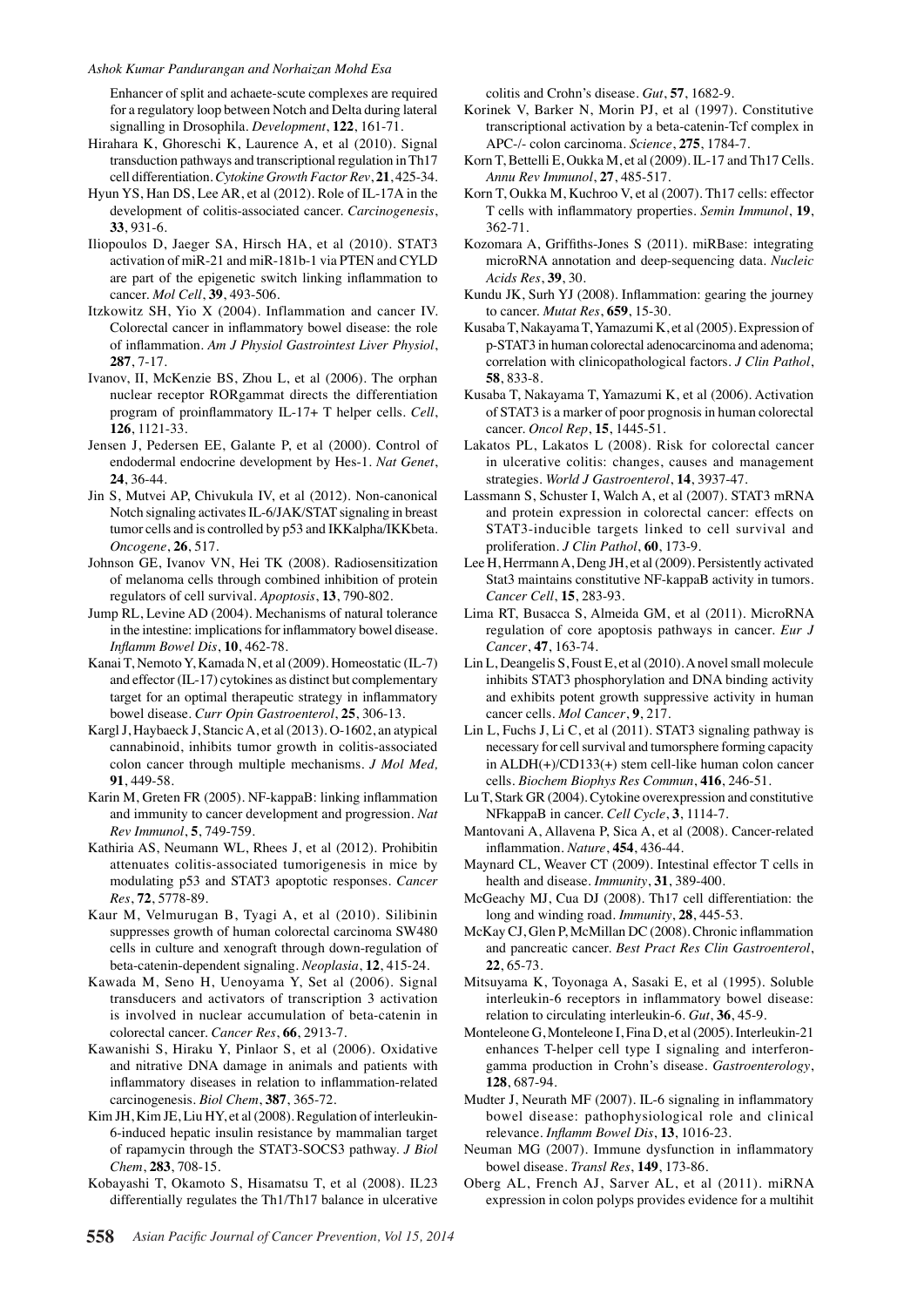Enhancer of split and achaete-scute complexes are required for a regulatory loop between Notch and Delta during lateral signalling in Drosophila. *Development*, **122**, 161-71.

Hirahara K, Ghoreschi K, Laurence A, et al (2010). Signal transduction pathways and transcriptional regulation in Th17 cell differentiation. *Cytokine Growth Factor Rev*, **21**, 425-34.

Hyun YS, Han DS, Lee AR, et al (2012). Role of IL-17A in the development of colitis-associated cancer. *Carcinogenesis*, **33**, 931-6.

Iliopoulos D, Jaeger SA, Hirsch HA, et al (2010). STAT3 activation of miR-21 and miR-181b-1 via PTEN and CYLD are part of the epigenetic switch linking inflammation to cancer. *Mol Cell*, **39**, 493-506.

Itzkowitz SH, Yio X (2004). Inflammation and cancer IV. Colorectal cancer in inflammatory bowel disease: the role of inflammation. *Am J Physiol Gastrointest Liver Physiol*, **287**, 7-17.

Ivanov, II, McKenzie BS, Zhou L, et al (2006). The orphan nuclear receptor RORgammat directs the differentiation program of proinflammatory IL-17+ T helper cells. *Cell*, **126**, 1121-33.

Jensen J, Pedersen EE, Galante P, et al (2000). Control of endodermal endocrine development by Hes-1. *Nat Genet*, **24**, 36-44.

Jin S, Mutvei AP, Chivukula IV, et al (2012). Non-canonical Notch signaling activates IL-6/JAK/STAT signaling in breast tumor cells and is controlled by p53 and IKKalpha/IKKbeta. *Oncogene*, **26**, 517.

Johnson GE, Ivanov VN, Hei TK (2008). Radiosensitization of melanoma cells through combined inhibition of protein regulators of cell survival. *Apoptosis*, **13**, 790-802.

Jump RL, Levine AD (2004). Mechanisms of natural tolerance in the intestine: implications for inflammatory bowel disease. *Inflamm Bowel Dis*, **10**, 462-78.

Kanai T, Nemoto Y, Kamada N, et al (2009). Homeostatic (IL-7) and effector (IL-17) cytokines as distinct but complementary target for an optimal therapeutic strategy in inflammatory bowel disease. *Curr Opin Gastroenterol*, **25**, 306-13.

Kargl J, Haybaeck J, Stancic A, et al (2013). O-1602, an atypical cannabinoid, inhibits tumor growth in colitis-associated colon cancer through multiple mechanisms. *J Mol Med,* **91**, 449-58.

Karin M, Greten FR (2005). NF-kappaB: linking inflammation and immunity to cancer development and progression. *Nat Rev Immunol*, **5**, 749-759.

Kathiria AS, Neumann WL, Rhees J, et al (2012). Prohibitin attenuates colitis-associated tumorigenesis in mice by modulating p53 and STAT3 apoptotic responses. *Cancer Res*, **72**, 5778-89.

Kaur M, Velmurugan B, Tyagi A, et al (2010). Silibinin suppresses growth of human colorectal carcinoma SW480 cells in culture and xenograft through down-regulation of beta-catenin-dependent signaling. *Neoplasia*, **12**, 415-24.

Kawada M, Seno H, Uenoyama Y, Set al (2006). Signal transducers and activators of transcription 3 activation is involved in nuclear accumulation of beta-catenin in colorectal cancer. *Cancer Res*, **66**, 2913-7.

Kawanishi S, Hiraku Y, Pinlaor S, et al (2006). Oxidative and nitrative DNA damage in animals and patients with inflammatory diseases in relation to inflammation-related carcinogenesis. *Biol Chem*, **387**, 365-72.

Kim JH, Kim JE, Liu HY, et al (2008). Regulation of interleukin-6-induced hepatic insulin resistance by mammalian target of rapamycin through the STAT3-SOCS3 pathway. *J Biol Chem*, **283**, 708-15.

Kobayashi T, Okamoto S, Hisamatsu T, et al (2008). IL23 differentially regulates the Th1/Th17 balance in ulcerative colitis and Crohn's disease. *Gut*, **57**, 1682-9.

Korinek V, Barker N, Morin PJ, et al (1997). Constitutive transcriptional activation by a beta-catenin-Tcf complex in APC-/- colon carcinoma. *Science*, **275**, 1784-7.

Korn T, Bettelli E, Oukka M, et al (2009). IL-17 and Th17 Cells. *Annu Rev Immunol*, **27**, 485-517.

Korn T, Oukka M, Kuchroo V, et al (2007). Th17 cells: effector T cells with inflammatory properties. *Semin Immunol*, **19**, 362-71.

Kozomara A, Griffiths-Jones S (2011). miRBase: integrating microRNA annotation and deep-sequencing data. *Nucleic Acids Res*, **39**, 30.

Kundu JK, Surh YJ (2008). Inflammation: gearing the journey to cancer. *Mutat Res*, **659**, 15-30.

Kusaba T, Nakayama T, Yamazumi K, et al (2005). Expression of p-STAT3 in human colorectal adenocarcinoma and adenoma; correlation with clinicopathological factors. *J Clin Pathol*, **58**, 833-8.

Kusaba T, Nakayama T, Yamazumi K, et al (2006). Activation of STAT3 is a marker of poor prognosis in human colorectal cancer. *Oncol Rep*, **15**, 1445-51.

Lakatos PL, Lakatos L (2008). Risk for colorectal cancer in ulcerative colitis: changes, causes and management strategies. *World J Gastroenterol*, **14**, 3937-47.

Lassmann S, Schuster I, Walch A, et al (2007). STAT3 mRNA and protein expression in colorectal cancer: effects on STAT3-inducible targets linked to cell survival and proliferation. *J Clin Pathol*, **60**, 173-9.

Lee H, Herrmann A, Deng JH, et al (2009). Persistently activated Stat3 maintains constitutive NF-kappaB activity in tumors. *Cancer Cell*, **15**, 283-93.

Lima RT, Busacca S, Almeida GM, et al (2011). MicroRNA regulation of core apoptosis pathways in cancer. *Eur J Cancer*, **47**, 163-74.

Lin L, Deangelis S, Foust E, et al (2010). A novel small molecule inhibits STAT3 phosphorylation and DNA binding activity and exhibits potent growth suppressive activity in human cancer cells. *Mol Cancer*, **9**, 217.

Lin L, Fuchs J, Li C, et al (2011). STAT3 signaling pathway is necessary for cell survival and tumorsphere forming capacity in ALDH(+)/CD133(+) stem cell-like human colon cancer cells. *Biochem Biophys Res Commun*, **416**, 246-51.

Lu T, Stark GR (2004). Cytokine overexpression and constitutive NFkappaB in cancer. *Cell Cycle*, **3**, 1114-7.

Mantovani A, Allavena P, Sica A, et al (2008). Cancer-related inflammation. *Nature*, **454**, 436-44.

Maynard CL, Weaver CT (2009). Intestinal effector T cells in health and disease. *Immunity*, **31**, 389-400.

McGeachy MJ, Cua DJ (2008). Th17 cell differentiation: the long and winding road. *Immunity*, **28**, 445-53.

McKay CJ, Glen P, McMillan DC (2008). Chronic inflammation and pancreatic cancer. *Best Pract Res Clin Gastroenterol*, **22**, 65-73.

Mitsuyama K, Toyonaga A, Sasaki E, et al (1995). Soluble interleukin-6 receptors in inflammatory bowel disease: relation to circulating interleukin-6. *Gut*, **36**, 45-9.

Monteleone G, Monteleone I, Fina D, et al (2005). Interleukin-21 enhances T-helper cell type I signaling and interferon-gamma production in Crohn's disease. *Gastroenterology*, **128**, 687-94.

Mudter J, Neurath MF (2007). IL-6 signaling in inflammatory bowel disease: pathophysiological role and clinical relevance. *Inflamm Bowel Dis*, **13**, 1016-23.

Neuman MG (2007). Immune dysfunction in inflammatory bowel disease. *Transl Res*, **149**, 173-86.

Oberg AL, French AJ, Sarver AL, et al (2011). miRNA expression in colon polyps provides evidence for a multihit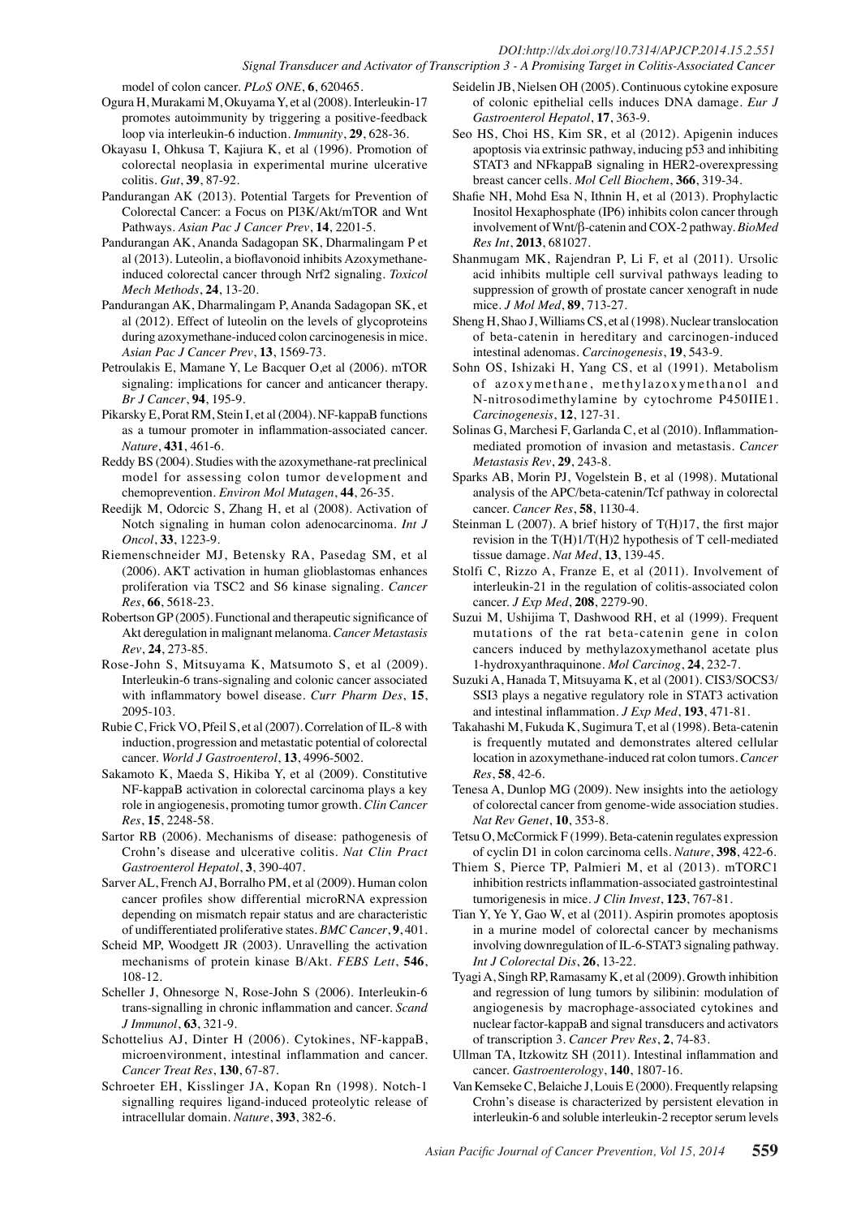model of colon cancer. *PLoS ONE*, **6**, 620465.

Ogura H, Murakami M, Okuyama Y, et al (2008). Interleukin-17 promotes autoimmunity by triggering a positive-feedback loop via interleukin-6 induction. *Immunity*, **29**, 628-36.

Okayasu I, Ohkusa T, Kajiura K, et al (1996). Promotion of colorectal neoplasia in experimental murine ulcerative colitis. *Gut*, **39**, 87-92.

Pandurangan AK (2013). Potential Targets for Prevention of Colorectal Cancer: a Focus on PI3K/Akt/mTOR and Wnt Pathways. *Asian Pac J Cancer Prev*, **14**, 2201-5.

Pandurangan AK, Ananda Sadagopan SK, Dharmalingam P et al (2013). Luteolin, a bioflavonoid inhibits Azoxymethane-induced colorectal cancer through Nrf2 signaling. *Toxicol Mech Methods*, **24**, 13-20.

Pandurangan AK, Dharmalingam P, Ananda Sadagopan SK, et al (2012). Effect of luteolin on the levels of glycoproteins during azoxymethane-induced colon carcinogenesis in mice. *Asian Pac J Cancer Prev*, **13**, 1569-73.

Petroulakis E, Mamane Y, Le Bacquer O,et al (2006). mTOR signaling: implications for cancer and anticancer therapy. *Br J Cancer*, **94**, 195-9.

Pikarsky E, Porat RM, Stein I, et al (2004). NF-kappaB functions as a tumour promoter in inflammation-associated cancer. *Nature*, **431**, 461-6.

Reddy BS (2004). Studies with the azoxymethane-rat preclinical model for assessing colon tumor development and chemoprevention. *Environ Mol Mutagen*, **44**, 26-35.

Reedijk M, Odorcic S, Zhang H, et al (2008). Activation of Notch signaling in human colon adenocarcinoma. *Int J Oncol*, **33**, 1223-9.

Riemenschneider MJ, Betensky RA, Pasedag SM, et al (2006). AKT activation in human glioblastomas enhances proliferation via TSC2 and S6 kinase signaling. *Cancer Res*, **66**, 5618-23.

Robertson GP (2005). Functional and therapeutic significance of Akt deregulation in malignant melanoma. *Cancer Metastasis Rev*, **24**, 273-85.

Rose-John S, Mitsuyama K, Matsumoto S, et al (2009). Interleukin-6 trans-signaling and colonic cancer associated with inflammatory bowel disease. *Curr Pharm Des*, **15**, 2095-103.

Rubie C, Frick VO, Pfeil S, et al (2007). Correlation of IL-8 with induction, progression and metastatic potential of colorectal cancer. *World J Gastroenterol*, **13**, 4996-5002.

Sakamoto K, Maeda S, Hikiba Y, et al (2009). Constitutive NF-kappaB activation in colorectal carcinoma plays a key role in angiogenesis, promoting tumor growth. *Clin Cancer Res*, **15**, 2248-58.

Sartor RB (2006). Mechanisms of disease: pathogenesis of Crohn's disease and ulcerative colitis. *Nat Clin Pract Gastroenterol Hepatol*, **3**, 390-407.

Sarver AL, French AJ, Borralho PM, et al (2009). Human colon cancer profiles show differential microRNA expression depending on mismatch repair status and are characteristic of undifferentiated proliferative states. *BMC Cancer*, **9**, 401.

Scheid MP, Woodgett JR (2003). Unravelling the activation mechanisms of protein kinase B/Akt. *FEBS Lett*, **546**, 108-12.

Scheller J, Ohnesorge N, Rose-John S (2006). Interleukin-6 trans-signalling in chronic inflammation and cancer. *Scand J Immunol*, **63**, 321-9.

Schottelius AJ, Dinter H (2006). Cytokines, NF-kappaB, microenvironment, intestinal inflammation and cancer. *Cancer Treat Res*, **130**, 67-87.

Schroeter EH, Kisslinger JA, Kopan Rn (1998). Notch-1 signalling requires ligand-induced proteolytic release of intracellular domain. *Nature*, **393**, 382-6.

Seidelin JB, Nielsen OH (2005). Continuous cytokine exposure of colonic epithelial cells induces DNA damage. *Eur J Gastroenterol Hepatol*, **17**, 363-9.

Seo HS, Choi HS, Kim SR, et al (2012). Apigenin induces apoptosis via extrinsic pathway, inducing p53 and inhibiting STAT3 and NFkappaB signaling in HER2-overexpressing breast cancer cells. *Mol Cell Biochem*, **366**, 319-34.

Shafie NH, Mohd Esa N, Ithnin H, et al (2013). Prophylactic Inositol Hexaphosphate (IP6) inhibits colon cancer through involvement of Wnt/β-catenin and COX-2 pathway. *BioMed Res Int*, **2013**, 681027.

Shanmugam MK, Rajendran P, Li F, et al (2011). Ursolic acid inhibits multiple cell survival pathways leading to suppression of growth of prostate cancer xenograft in nude mice. *J Mol Med*, **89**, 713-27.

Sheng H, Shao J, Williams CS, et al (1998). Nuclear translocation of beta-catenin in hereditary and carcinogen-induced intestinal adenomas. *Carcinogenesis*, **19**, 543-9.

Sohn OS, Ishizaki H, Yang CS, et al (1991). Metabolism of azoxymethane, methylazoxymethanol and N-nitrosodimethylamine by cytochrome P450IIE1. *Carcinogenesis*, **12**, 127-31.

Solinas G, Marchesi F, Garlanda C, et al (2010). Inflammation-mediated promotion of invasion and metastasis. *Cancer Metastasis Rev*, **29**, 243-8.

Sparks AB, Morin PJ, Vogelstein B, et al (1998). Mutational analysis of the APC/beta-catenin/Tcf pathway in colorectal cancer. *Cancer Res*, **58**, 1130-4.

Steinman L (2007). A brief history of T(H)17, the first major revision in the T(H)1/T(H)2 hypothesis of T cell-mediated tissue damage. *Nat Med*, **13**, 139-45.

Stolfi C, Rizzo A, Franze E, et al (2011). Involvement of interleukin-21 in the regulation of colitis-associated colon cancer. *J Exp Med*, **208**, 2279-90.

Suzui M, Ushijima T, Dashwood RH, et al (1999). Frequent mutations of the rat beta-catenin gene in colon cancers induced by methylazoxymethanol acetate plus 1-hydroxyanthraquinone. *Mol Carcinog*, **24**, 232-7.

Suzuki A, Hanada T, Mitsuyama K, et al (2001). CIS3/SOCS3/SSI3 plays a negative regulatory role in STAT3 activation and intestinal inflammation. *J Exp Med*, **193**, 471-81.

Takahashi M, Fukuda K, Sugimura T, et al (1998). Beta-catenin is frequently mutated and demonstrates altered cellular location in azoxymethane-induced rat colon tumors. *Cancer Res*, **58**, 42-6.

Tenesa A, Dunlop MG (2009). New insights into the aetiology of colorectal cancer from genome-wide association studies. *Nat Rev Genet*, **10**, 353-8.

Tetsu O, McCormick F (1999). Beta-catenin regulates expression of cyclin D1 in colon carcinoma cells. *Nature*, **398**, 422-6.

Thiem S, Pierce TP, Palmieri M, et al (2013). mTORC1 inhibition restricts inflammation-associated gastrointestinal tumorigenesis in mice. *J Clin Invest*, **123**, 767-81.

Tian Y, Ye Y, Gao W, et al (2011). Aspirin promotes apoptosis in a murine model of colorectal cancer by mechanisms involving downregulation of IL-6-STAT3 signaling pathway. *Int J Colorectal Dis*, **26**, 13-22.

Tyagi A, Singh RP, Ramasamy K, et al (2009). Growth inhibition and regression of lung tumors by silibinin: modulation of angiogenesis by macrophage-associated cytokines and nuclear factor-kappaB and signal transducers and activators of transcription 3. *Cancer Prev Res*, **2**, 74-83.

Ullman TA, Itzkowitz SH (2011). Intestinal inflammation and cancer. *Gastroenterology*, **140**, 1807-16.

Van Kemseke C, Belaiche J, Louis E (2000). Frequently relapsing Crohn's disease is characterized by persistent elevation in interleukin-6 and soluble interleukin-2 receptor serum levels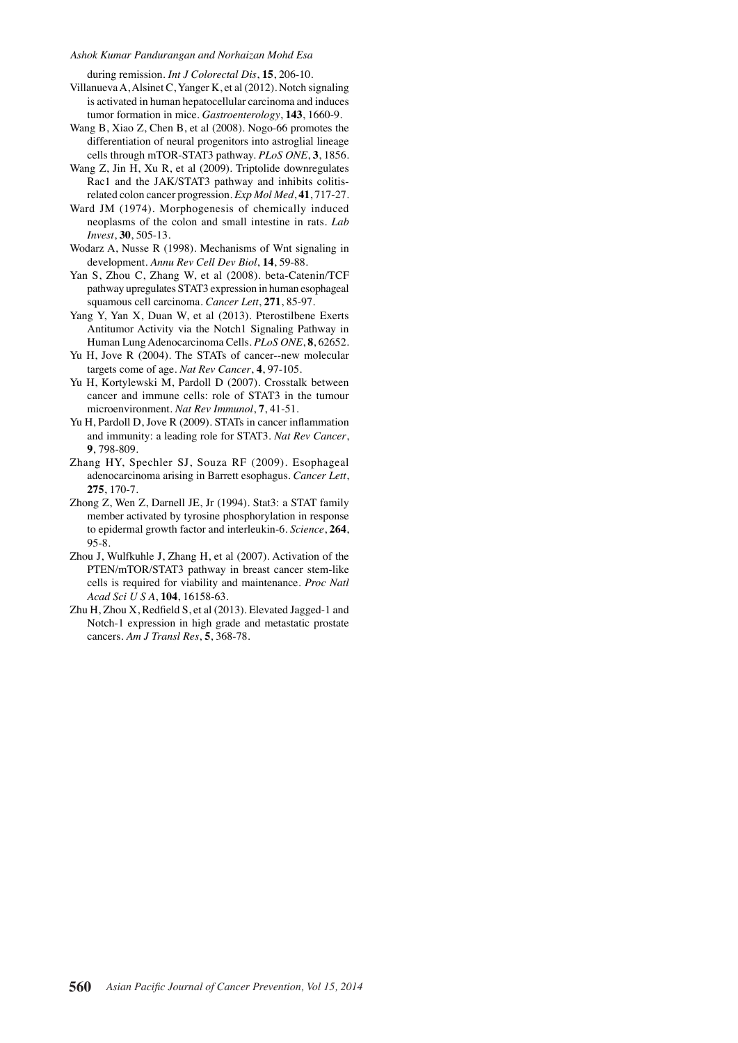during remission. *Int J Colorectal Dis*, **15**, 206-10.

Villanueva A, Alsinet C, Yanger K, et al (2012). Notch signaling is activated in human hepatocellular carcinoma and induces tumor formation in mice. *Gastroenterology*, **143**, 1660-9.

Wang B, Xiao Z, Chen B, et al (2008). Nogo-66 promotes the differentiation of neural progenitors into astroglial lineage cells through mTOR-STAT3 pathway. *PLoS ONE*, **3**, 1856.

Wang Z, Jin H, Xu R, et al (2009). Triptolide downregulates Rac1 and the JAK/STAT3 pathway and inhibits colitis-related colon cancer progression. *Exp Mol Med*, **41**, 717-27.

Ward JM (1974). Morphogenesis of chemically induced neoplasms of the colon and small intestine in rats. *Lab Invest*, **30**, 505-13.

Wodarz A, Nusse R (1998). Mechanisms of Wnt signaling in development. *Annu Rev Cell Dev Biol*, **14**, 59-88.

Yan S, Zhou C, Zhang W, et al (2008). beta-Catenin/TCF pathway upregulates STAT3 expression in human esophageal squamous cell carcinoma. *Cancer Lett*, **271**, 85-97.

Yang Y, Yan X, Duan W, et al (2013). Pterostilbene Exerts Antitumor Activity via the Notch1 Signaling Pathway in Human Lung Adenocarcinoma Cells. *PLoS ONE*, **8**, 62652.

Yu H, Jove R (2004). The STATs of cancer--new molecular targets come of age. *Nat Rev Cancer*, **4**, 97-105.

Yu H, Kortylewski M, Pardoll D (2007). Crosstalk between cancer and immune cells: role of STAT3 in the tumour microenvironment. *Nat Rev Immunol*, **7**, 41-51.

Yu H, Pardoll D, Jove R (2009). STATs in cancer inflammation and immunity: a leading role for STAT3. *Nat Rev Cancer*, **9**, 798-809.

Zhang HY, Spechler SJ, Souza RF (2009). Esophageal adenocarcinoma arising in Barrett esophagus. *Cancer Lett*, **275**, 170-7.

Zhong Z, Wen Z, Darnell JE, Jr (1994). Stat3: a STAT family member activated by tyrosine phosphorylation in response to epidermal growth factor and interleukin-6. *Science*, **264**, 95-8.

Zhou J, Wulfkuhle J, Zhang H, et al (2007). Activation of the PTEN/mTOR/STAT3 pathway in breast cancer stem-like cells is required for viability and maintenance. *Proc Natl Acad Sci U S A*, **104**, 16158-63.

Zhu H, Zhou X, Redfield S, et al (2013). Elevated Jagged-1 and Notch-1 expression in high grade and metastatic prostate cancers. *Am J Transl Res*, **5**, 368-78.